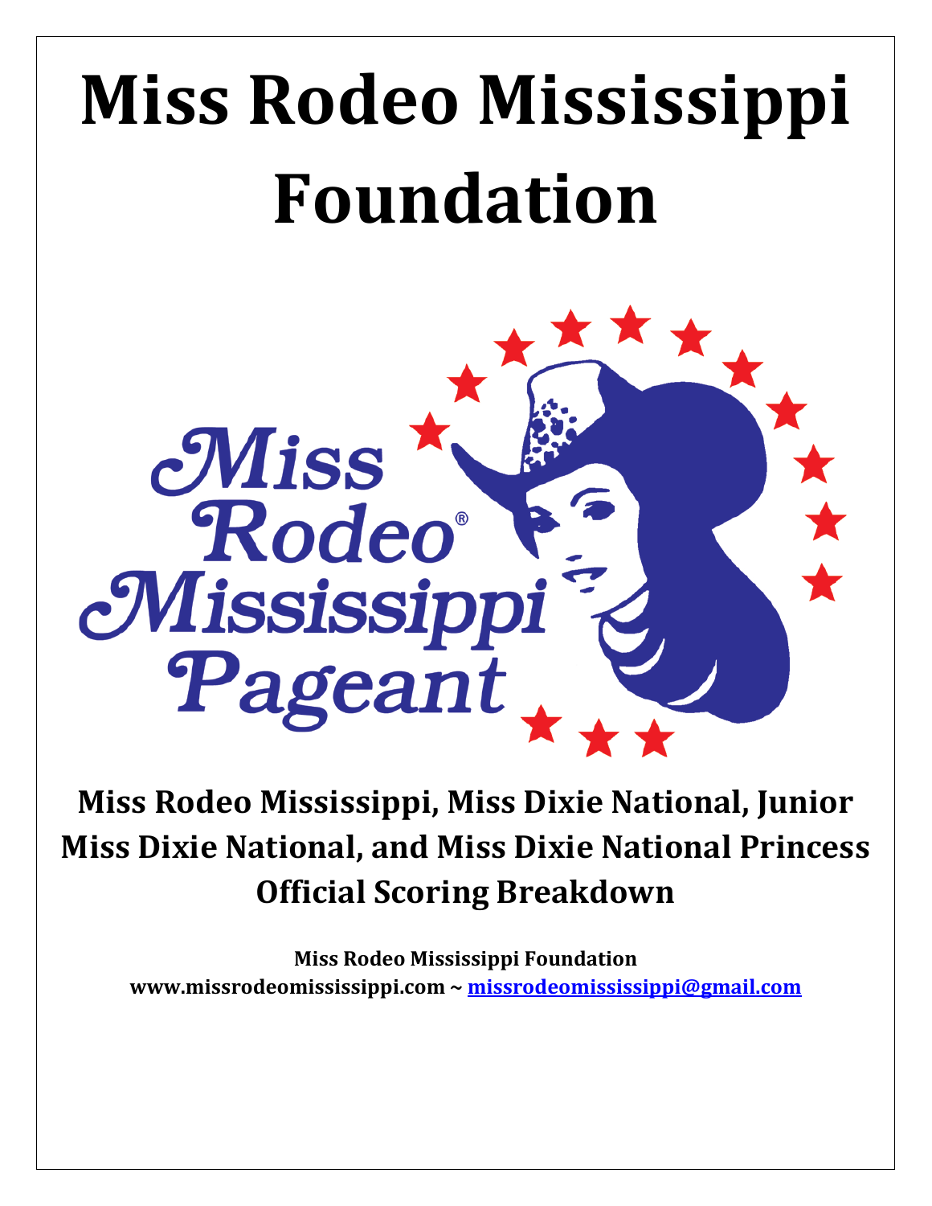# Miss Rodeo Mississippi Foundation

## Miss Rodeo Mississippi, Miss Dixie National, Junior Miss Dixie National, and Miss Dixie National Princess Official Scoring Breakdown

**Miss Rodeo Mississippi Foundation**
**www.missrodeomississippi.com ~ missrodeomississippi@gmail.com**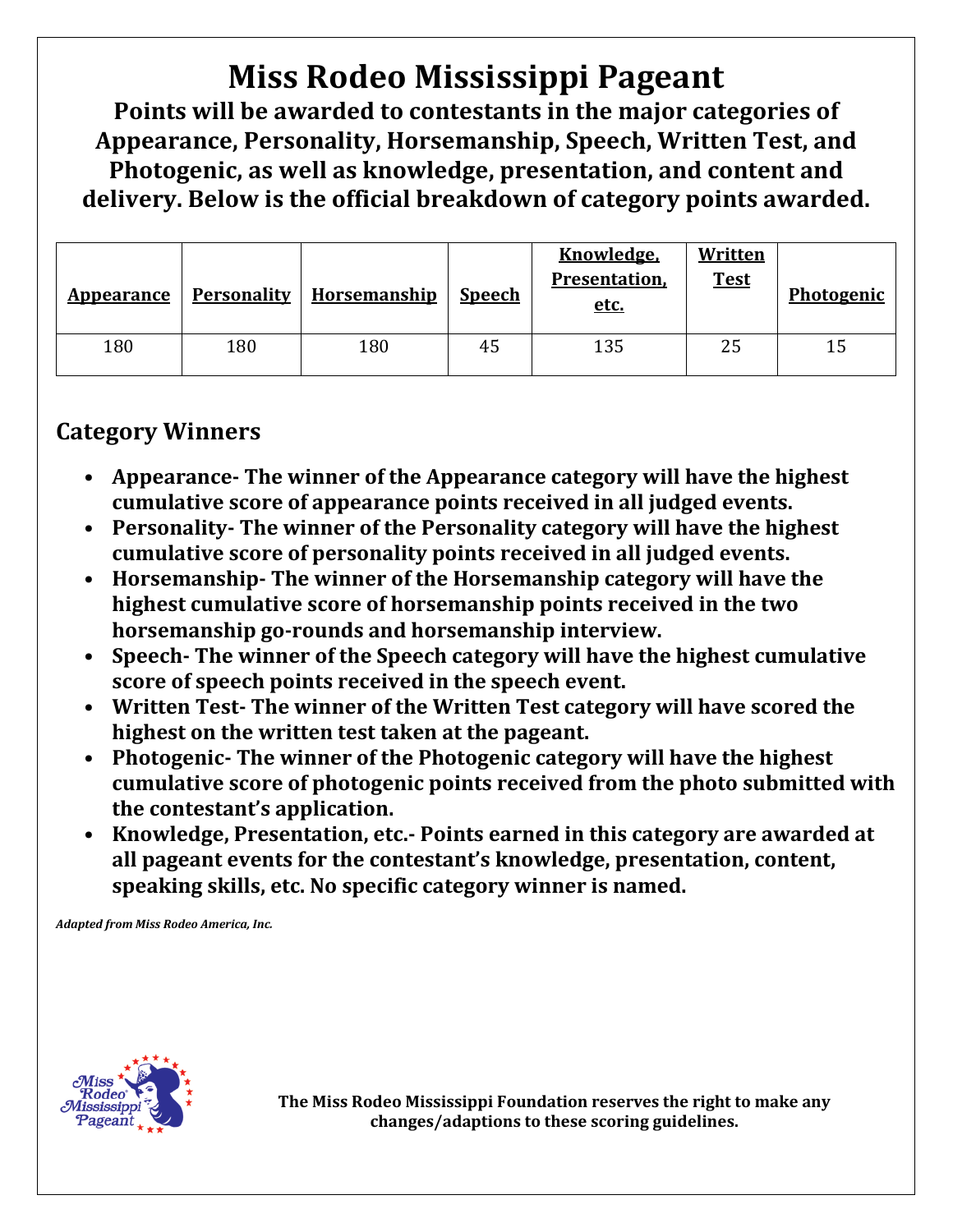# Miss Rodeo Mississippi Pageant

**Points will be awarded to contestants in the major categories of Appearance, Personality, Horsemanship, Speech, Written Test, and Photogenic, as well as knowledge, presentation, and content and delivery. Below is the official breakdown of category points awarded.**

| Appearance | Personality | Horsemanship | Speech | Knowledge, Presentation, etc. | Written Test | Photogenic |
|---|---|---|---|---|---|---|
| 180 | 180 | 180 | 45 | 135 | 25 | 15 |

## Category Winners

- **Appearance- The winner of the Appearance category will have the highest cumulative score of appearance points received in all judged events.**
- **Personality- The winner of the Personality category will have the highest cumulative score of personality points received in all judged events.**
- **Horsemanship- The winner of the Horsemanship category will have the highest cumulative score of horsemanship points received in the two horsemanship go-rounds and horsemanship interview.**
- **Speech- The winner of the Speech category will have the highest cumulative score of speech points received in the speech event.**
- **Written Test- The winner of the Written Test category will have scored the highest on the written test taken at the pageant.**
- **Photogenic- The winner of the Photogenic category will have the highest cumulative score of photogenic points received from the photo submitted with the contestant's application.**
- **Knowledge, Presentation, etc.- Points earned in this category are awarded at all pageant events for the contestant's knowledge, presentation, content, speaking skills, etc. No specific category winner is named.**

***Adapted from Miss Rodeo America, Inc.***

**The Miss Rodeo Mississippi Foundation reserves the right to make any changes/adaptions to these scoring guidelines.**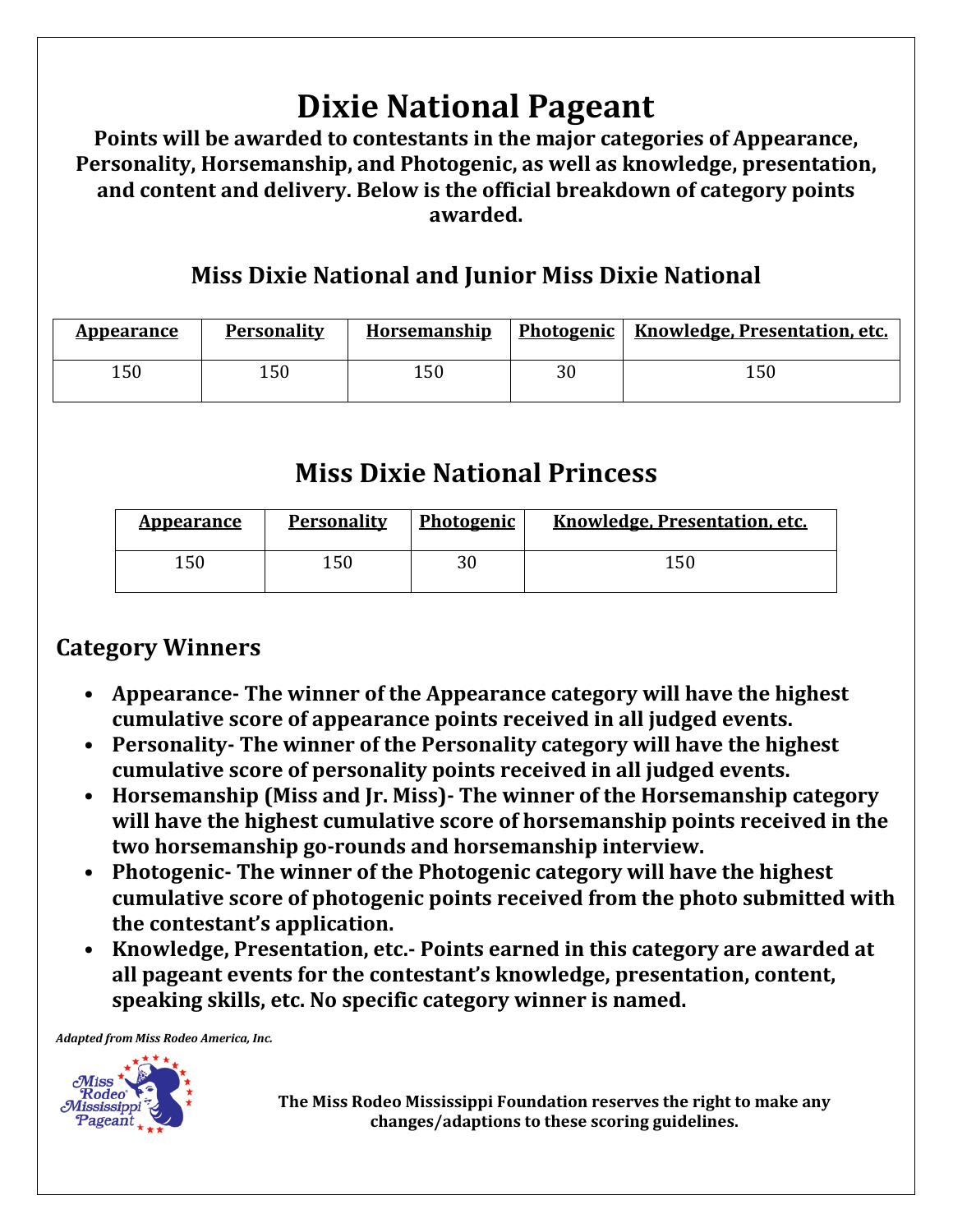# Dixie National Pageant

**Points will be awarded to contestants in the major categories of Appearance, Personality, Horsemanship, and Photogenic, as well as knowledge, presentation, and content and delivery. Below is the official breakdown of category points awarded.**

## Miss Dixie National and Junior Miss Dixie National

| Appearance | Personality | Horsemanship | Photogenic | Knowledge, Presentation, etc. |
|---|---|---|---|---|
| 150 | 150 | 150 | 30 | 150 |

## Miss Dixie National Princess

| Appearance | Personality | Photogenic | Knowledge, Presentation, etc. |
|---|---|---|---|
| 150 | 150 | 30 | 150 |

### Category Winners

- **Appearance- The winner of the Appearance category will have the highest cumulative score of appearance points received in all judged events.**
- **Personality- The winner of the Personality category will have the highest cumulative score of personality points received in all judged events.**
- **Horsemanship (Miss and Jr. Miss)- The winner of the Horsemanship category will have the highest cumulative score of horsemanship points received in the two horsemanship go-rounds and horsemanship interview.**
- **Photogenic- The winner of the Photogenic category will have the highest cumulative score of photogenic points received from the photo submitted with the contestant's application.**
- **Knowledge, Presentation, etc.- Points earned in this category are awarded at all pageant events for the contestant's knowledge, presentation, content, speaking skills, etc. No specific category winner is named.**

***Adapted from Miss Rodeo America, Inc.***

Miss Rodeo Mississippi Pageant

**The Miss Rodeo Mississippi Foundation reserves the right to make any changes/adaptions to these scoring guidelines.**